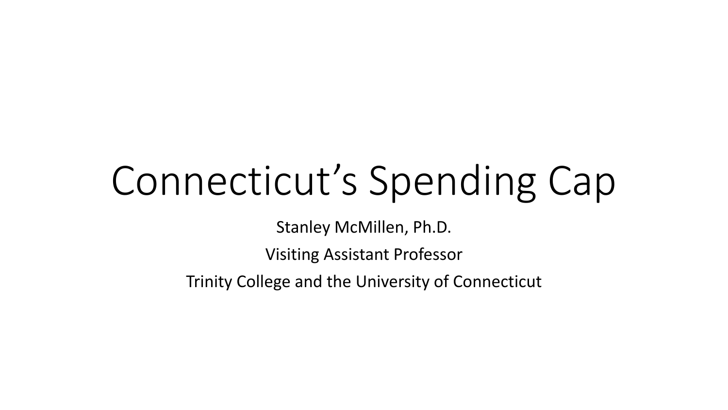# Connecticut’s Spending Cap

Stanley McMillen, Ph.D.

Visiting Assistant Professor

Trinity College and the University of Connecticut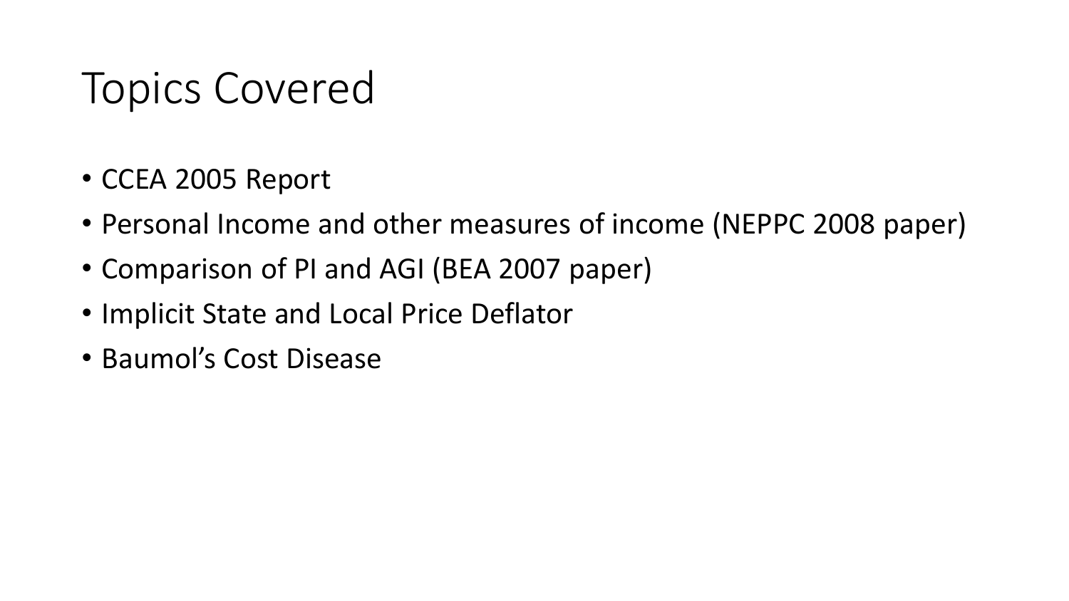# Topics Covered

- CCEA 2005 Report
- Personal Income and other measures of income (NEPPC 2008 paper)
- Comparison of PI and AGI (BEA 2007 paper)
- Implicit State and Local Price Deflator
- Baumol's Cost Disease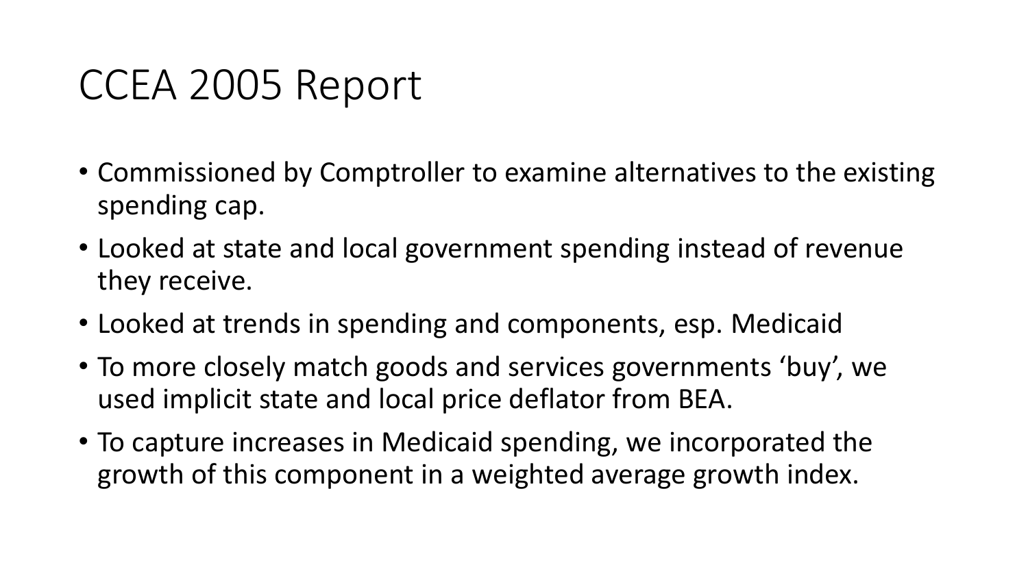# CCEA 2005 Report

- Commissioned by Comptroller to examine alternatives to the existing spending cap.
- Looked at state and local government spending instead of revenue they receive.
- Looked at trends in spending and components, esp. Medicaid
- To more closely match goods and services governments 'buy', we used implicit state and local price deflator from BEA.
- To capture increases in Medicaid spending, we incorporated the growth of this component in a weighted average growth index.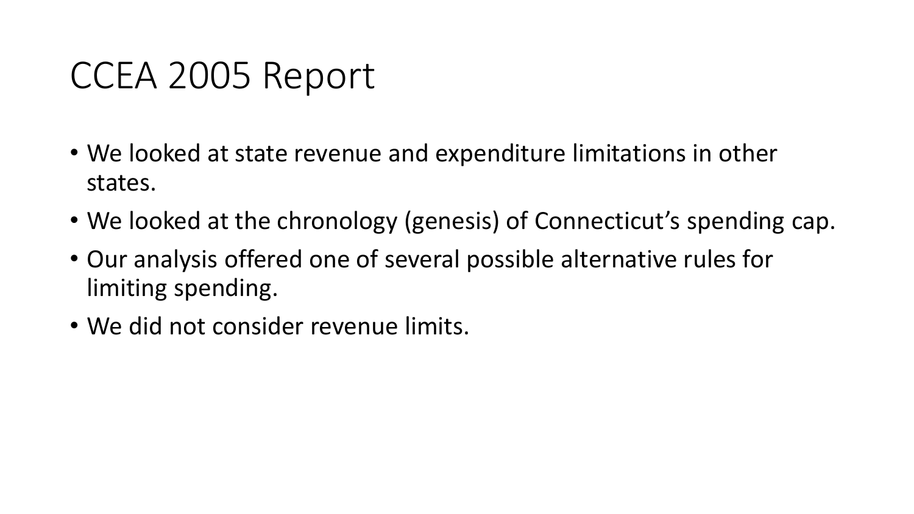# CCEA 2005 Report

- We looked at state revenue and expenditure limitations in other states.
- We looked at the chronology (genesis) of Connecticut's spending cap.
- Our analysis offered one of several possible alternative rules for limiting spending.
- We did not consider revenue limits.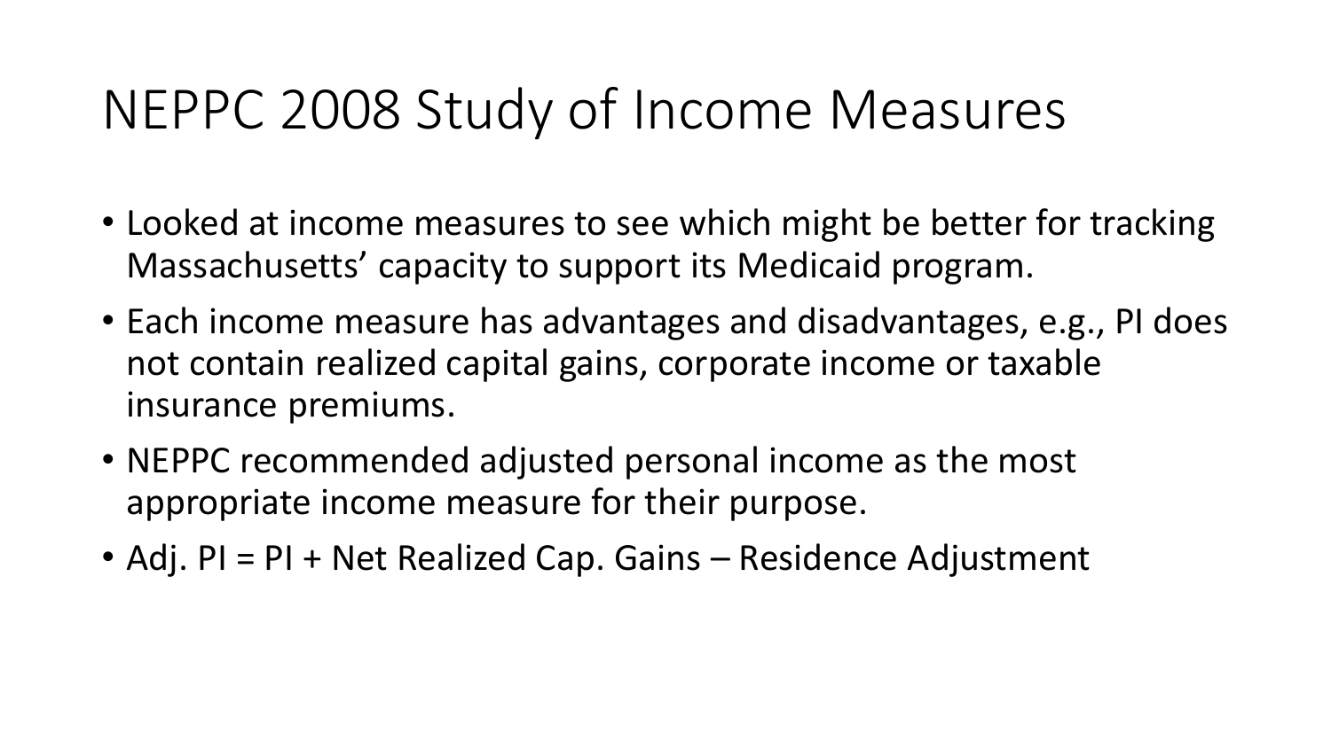# NEPPC 2008 Study of Income Measures

- Looked at income measures to see which might be better for tracking Massachusetts' capacity to support its Medicaid program.
- Each income measure has advantages and disadvantages, e.g., PI does not contain realized capital gains, corporate income or taxable insurance premiums.
- NEPPC recommended adjusted personal income as the most appropriate income measure for their purpose.
- Adj. PI = PI + Net Realized Cap. Gains – Residence Adjustment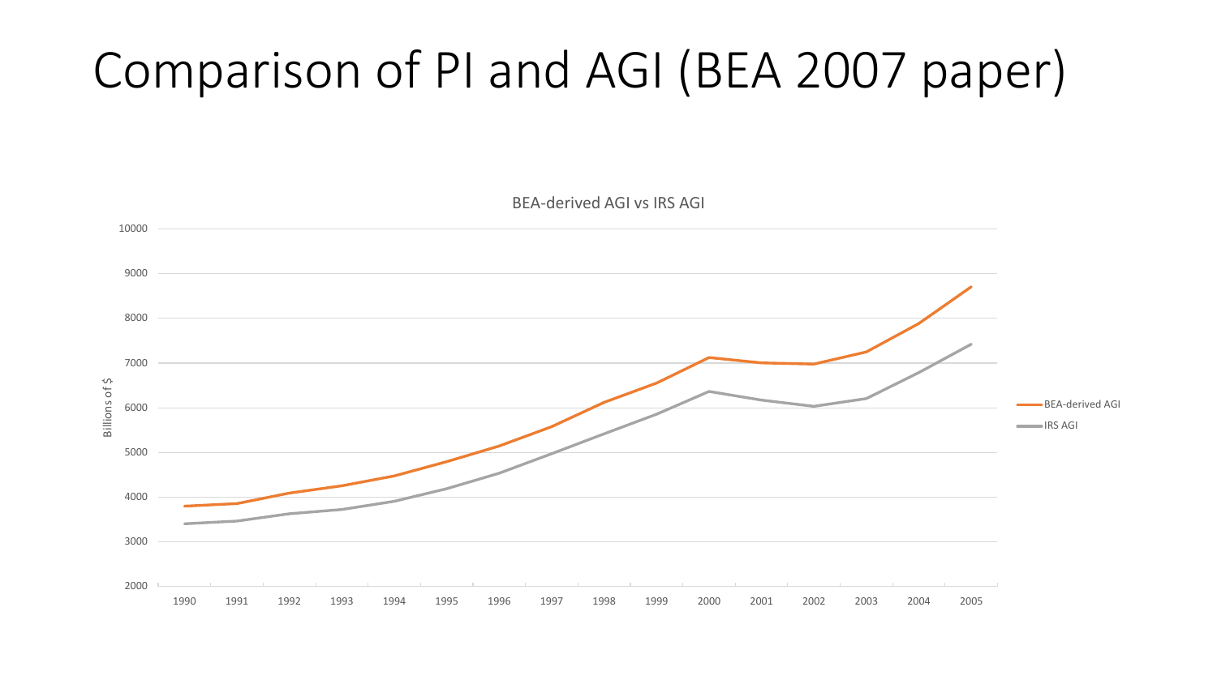# Comparison of PI and AGI (BEA 2007 paper)

BEA-derived AGI vs IRS AGI

Billions of $

10000
9000
8000
7000
6000
5000
4000
3000
2000

1990 1991 1992 1993 1994 1995 1996 1997 1998 1999 2000 2001 2002 2003 2004 2005

BEA-derived AGI

IRS AGI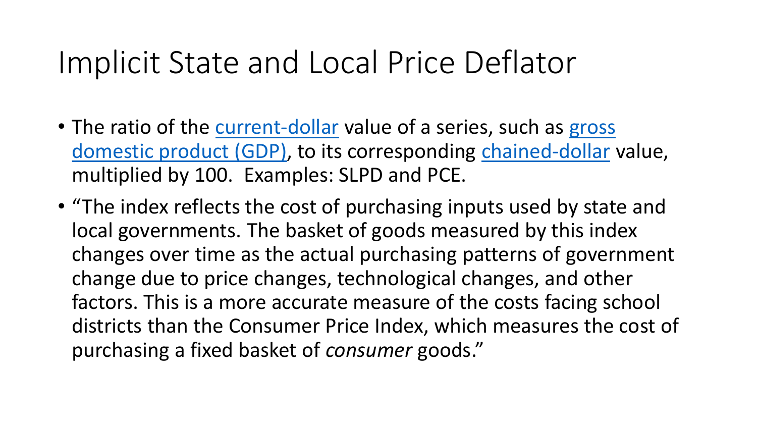# Implicit State and Local Price Deflator

- The ratio of the current-dollar value of a series, such as gross domestic product (GDP), to its corresponding chained-dollar value, multiplied by 100. Examples: SLPD and PCE.
- "The index reflects the cost of purchasing inputs used by state and local governments. The basket of goods measured by this index changes over time as the actual purchasing patterns of government change due to price changes, technological changes, and other factors. This is a more accurate measure of the costs facing school districts than the Consumer Price Index, which measures the cost of purchasing a fixed basket of *consumer* goods."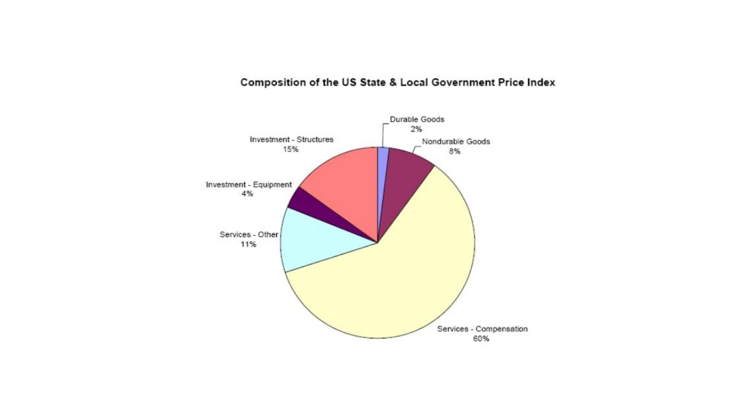**Composition of the US State & Local Government Price Index**

| Component | Share |
| --- | --- |
| Durable Goods | 2% |
| Nondurable Goods | 8% |
| Services - Compensation | 60% |
| Services - Other | 11% |
| Investment - Equipment | 4% |
| Investment - Structures | 15% |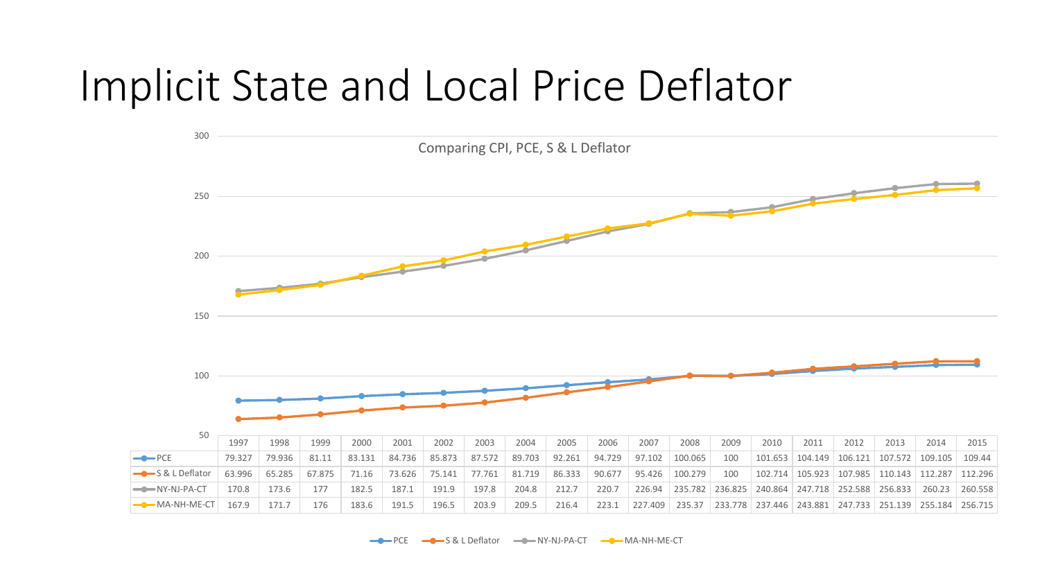# Implicit State and Local Price Deflator

Comparing CPI, PCE, S & L Deflator

| | 1997 | 1998 | 1999 | 2000 | 2001 | 2002 | 2003 | 2004 | 2005 | 2006 | 2007 | 2008 | 2009 | 2010 | 2011 | 2012 | 2013 | 2014 | 2015 |
|---|---|---|---|---|---|---|---|---|---|---|---|---|---|---|---|---|---|---|---|
| PCE | 79.327 | 79.936 | 81.11 | 83.131 | 84.736 | 85.873 | 87.572 | 89.703 | 92.261 | 94.729 | 97.102 | 100.065 | 100 | 101.653 | 104.149 | 106.121 | 107.572 | 109.105 | 109.44 |
| S & L Deflator | 63.996 | 65.285 | 67.875 | 71.16 | 73.626 | 75.141 | 77.761 | 81.719 | 86.333 | 90.677 | 95.426 | 100.279 | 100 | 102.714 | 105.923 | 107.985 | 110.143 | 112.287 | 112.296 |
| NY-NJ-PA-CT | 170.8 | 173.6 | 177 | 182.5 | 187.1 | 191.9 | 197.8 | 204.8 | 212.7 | 220.7 | 226.94 | 235.782 | 236.825 | 240.864 | 247.718 | 252.588 | 256.833 | 260.23 | 260.558 |
| MA-NH-ME-CT | 167.9 | 171.7 | 176 | 183.6 | 191.5 | 196.5 | 203.9 | 209.5 | 216.4 | 223.1 | 227.409 | 235.37 | 233.778 | 237.446 | 243.881 | 247.733 | 251.139 | 255.184 | 256.715 |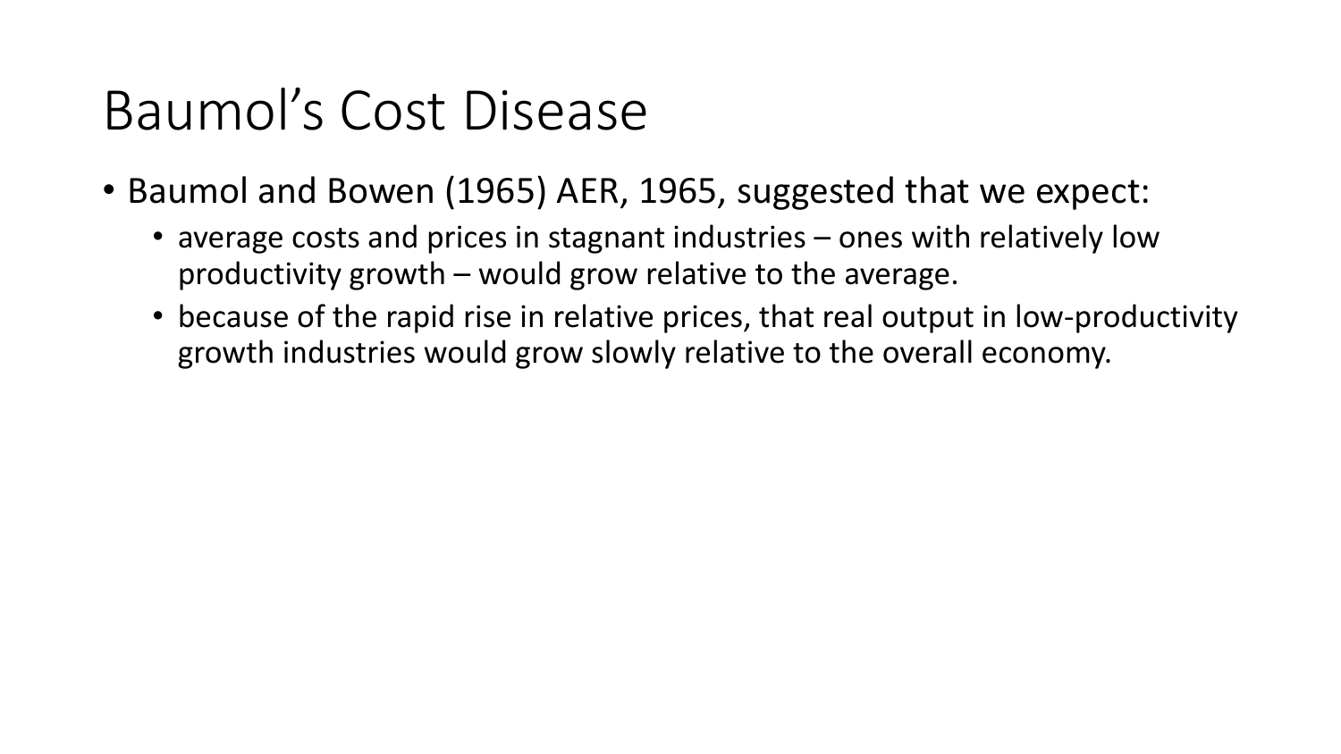# Baumol's Cost Disease

- Baumol and Bowen (1965) AER, 1965, suggested that we expect:
  - average costs and prices in stagnant industries – ones with relatively low productivity growth – would grow relative to the average.
  - because of the rapid rise in relative prices, that real output in low-productivity growth industries would grow slowly relative to the overall economy.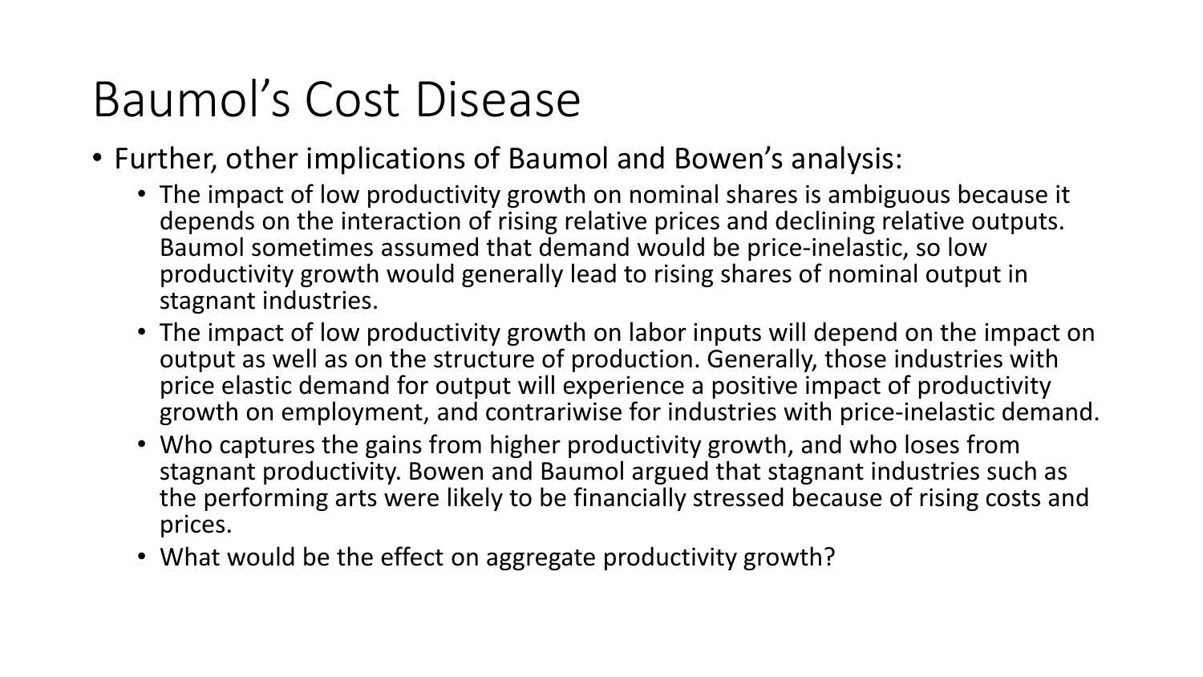# Baumol’s Cost Disease

- Further, other implications of Baumol and Bowen’s analysis:
  - The impact of low productivity growth on nominal shares is ambiguous because it depends on the interaction of rising relative prices and declining relative outputs. Baumol sometimes assumed that demand would be price-inelastic, so low productivity growth would generally lead to rising shares of nominal output in stagnant industries.
  - The impact of low productivity growth on labor inputs will depend on the impact on output as well as on the structure of production. Generally, those industries with price elastic demand for output will experience a positive impact of productivity growth on employment, and contrariwise for industries with price-inelastic demand.
  - Who captures the gains from higher productivity growth, and who loses from stagnant productivity. Bowen and Baumol argued that stagnant industries such as the performing arts were likely to be financially stressed because of rising costs and prices.
  - What would be the effect on aggregate productivity growth?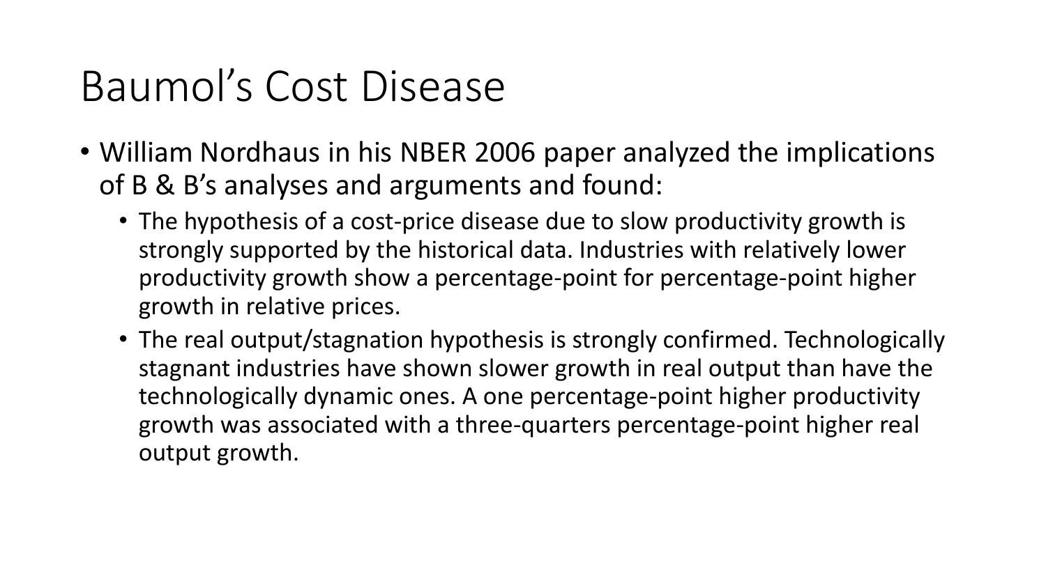# Baumol's Cost Disease

- William Nordhaus in his NBER 2006 paper analyzed the implications of B & B's analyses and arguments and found:
  - The hypothesis of a cost-price disease due to slow productivity growth is strongly supported by the historical data. Industries with relatively lower productivity growth show a percentage-point for percentage-point higher growth in relative prices.
  - The real output/stagnation hypothesis is strongly confirmed. Technologically stagnant industries have shown slower growth in real output than have the technologically dynamic ones. A one percentage-point higher productivity growth was associated with a three-quarters percentage-point higher real output growth.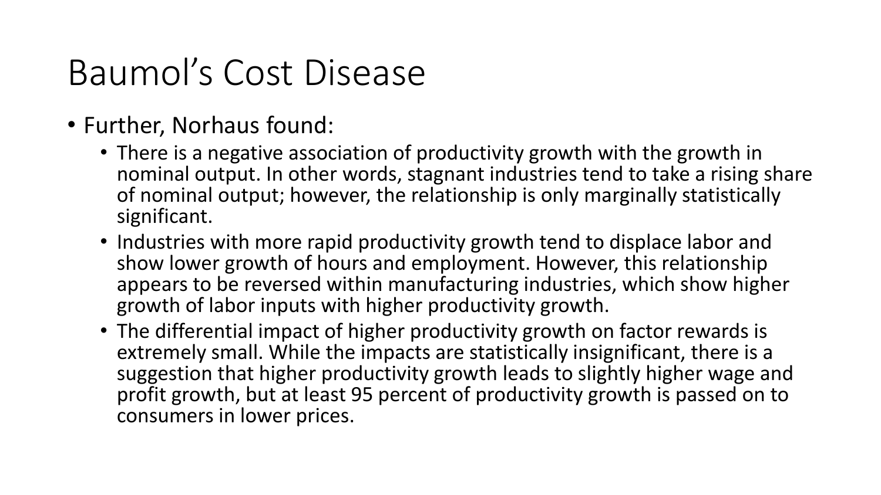# Baumol's Cost Disease

- Further, Norhaus found:
  - There is a negative association of productivity growth with the growth in nominal output. In other words, stagnant industries tend to take a rising share of nominal output; however, the relationship is only marginally statistically significant.
  - Industries with more rapid productivity growth tend to displace labor and show lower growth of hours and employment. However, this relationship appears to be reversed within manufacturing industries, which show higher growth of labor inputs with higher productivity growth.
  - The differential impact of higher productivity growth on factor rewards is extremely small. While the impacts are statistically insignificant, there is a suggestion that higher productivity growth leads to slightly higher wage and profit growth, but at least 95 percent of productivity growth is passed on to consumers in lower prices.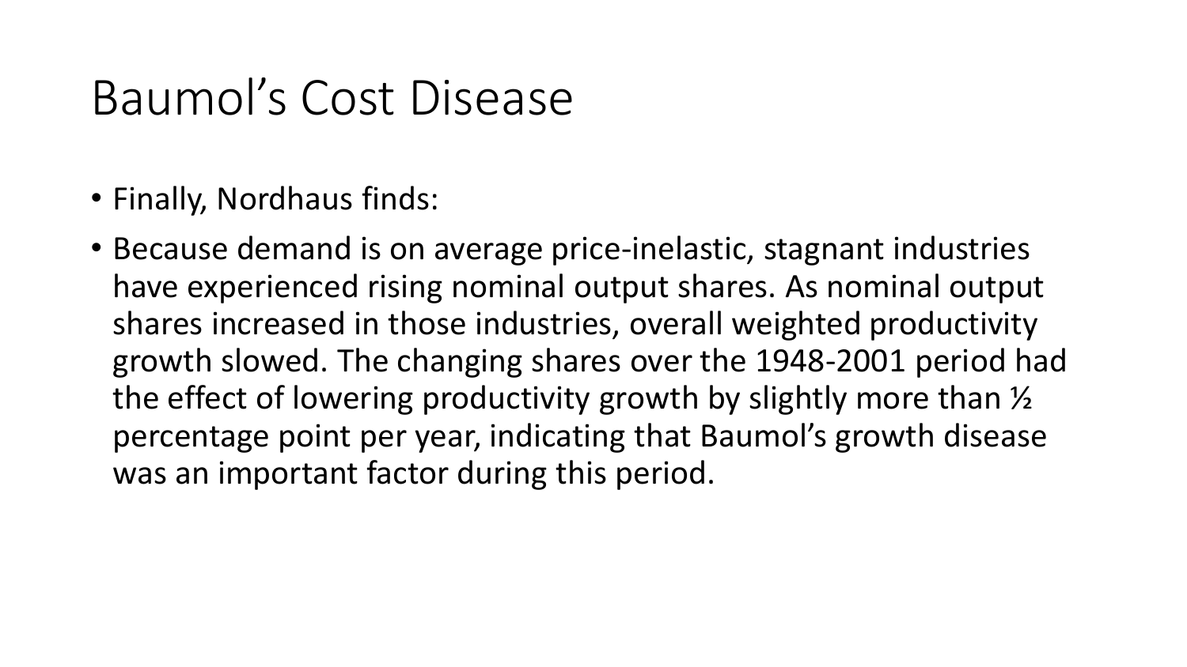# Baumol's Cost Disease

- Finally, Nordhaus finds:
- Because demand is on average price-inelastic, stagnant industries have experienced rising nominal output shares. As nominal output shares increased in those industries, overall weighted productivity growth slowed. The changing shares over the 1948-2001 period had the effect of lowering productivity growth by slightly more than ½ percentage point per year, indicating that Baumol's growth disease was an important factor during this period.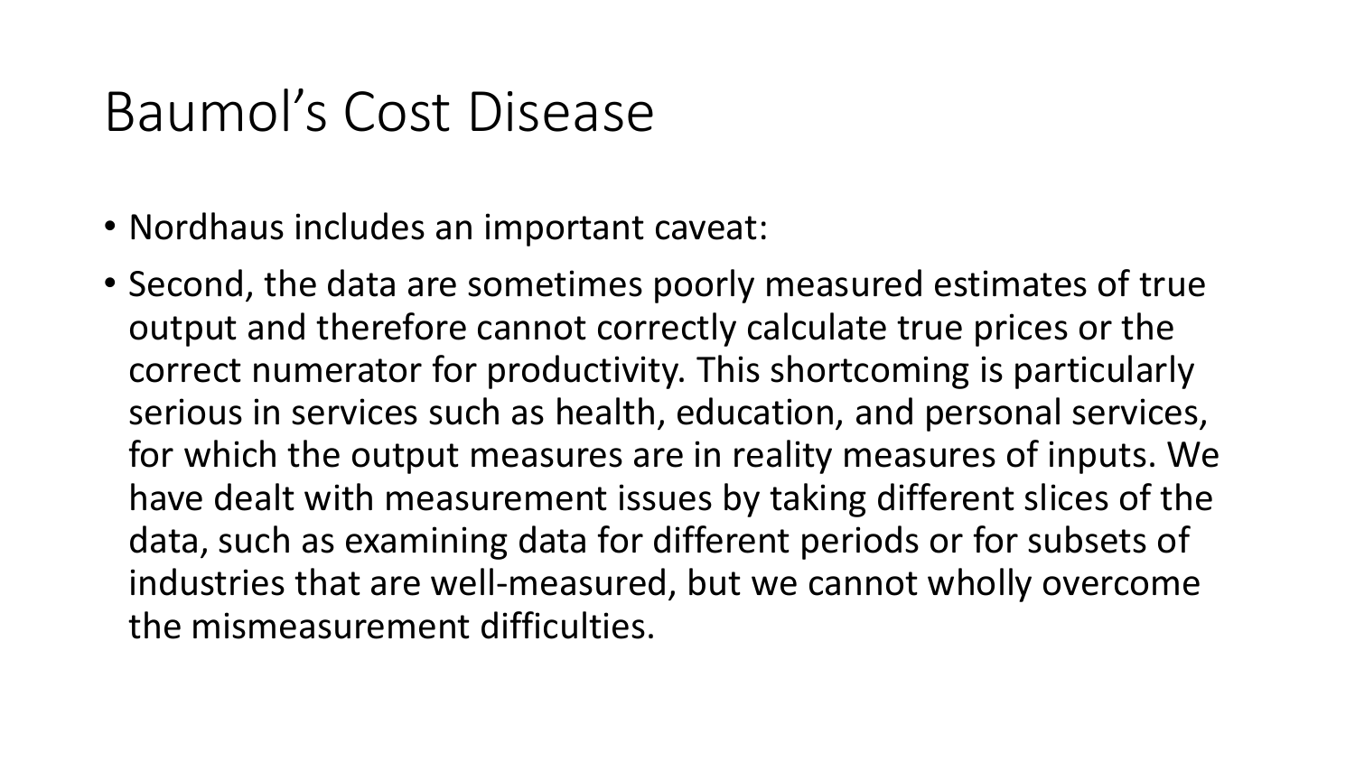# Baumol's Cost Disease

- Nordhaus includes an important caveat:
- Second, the data are sometimes poorly measured estimates of true output and therefore cannot correctly calculate true prices or the correct numerator for productivity. This shortcoming is particularly serious in services such as health, education, and personal services, for which the output measures are in reality measures of inputs. We have dealt with measurement issues by taking different slices of the data, such as examining data for different periods or for subsets of industries that are well-measured, but we cannot wholly overcome the mismeasurement difficulties.